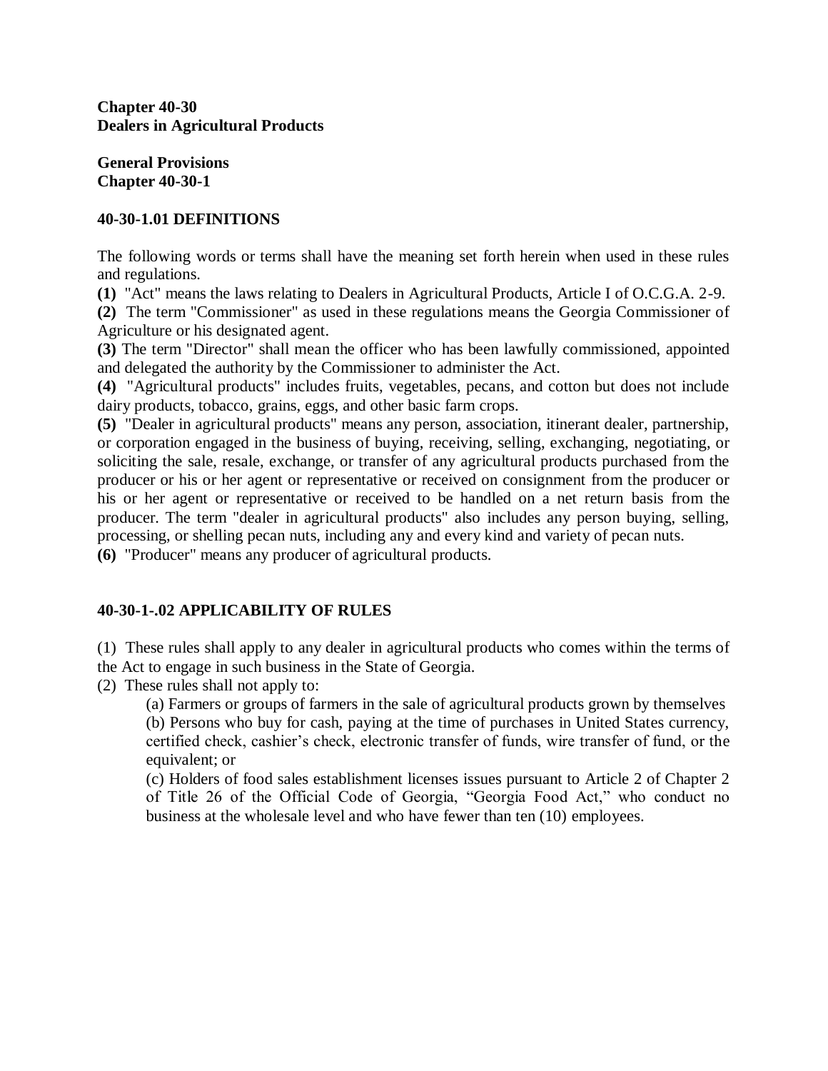**Chapter 40-30**
**Dealers in Agricultural Products**

**General Provisions**
**Chapter 40-30-1**

### 40-30-1.01 DEFINITIONS

The following words or terms shall have the meaning set forth herein when used in these rules and regulations.

**(1)** "Act" means the laws relating to Dealers in Agricultural Products, Article I of O.C.G.A. 2-9.

**(2)** The term "Commissioner" as used in these regulations means the Georgia Commissioner of Agriculture or his designated agent.

**(3)** The term "Director" shall mean the officer who has been lawfully commissioned, appointed and delegated the authority by the Commissioner to administer the Act.

**(4)** "Agricultural products" includes fruits, vegetables, pecans, and cotton but does not include dairy products, tobacco, grains, eggs, and other basic farm crops.

**(5)** "Dealer in agricultural products" means any person, association, itinerant dealer, partnership, or corporation engaged in the business of buying, receiving, selling, exchanging, negotiating, or soliciting the sale, resale, exchange, or transfer of any agricultural products purchased from the producer or his or her agent or representative or received on consignment from the producer or his or her agent or representative or received to be handled on a net return basis from the producer. The term "dealer in agricultural products" also includes any person buying, selling, processing, or shelling pecan nuts, including any and every kind and variety of pecan nuts.

**(6)** "Producer" means any producer of agricultural products.

### 40-30-1-.02 APPLICABILITY OF RULES

(1) These rules shall apply to any dealer in agricultural products who comes within the terms of the Act to engage in such business in the State of Georgia.

(2) These rules shall not apply to:

(a) Farmers or groups of farmers in the sale of agricultural products grown by themselves

(b) Persons who buy for cash, paying at the time of purchases in United States currency, certified check, cashier's check, electronic transfer of funds, wire transfer of fund, or the equivalent; or

(c) Holders of food sales establishment licenses issues pursuant to Article 2 of Chapter 2 of Title 26 of the Official Code of Georgia, "Georgia Food Act," who conduct no business at the wholesale level and who have fewer than ten (10) employees.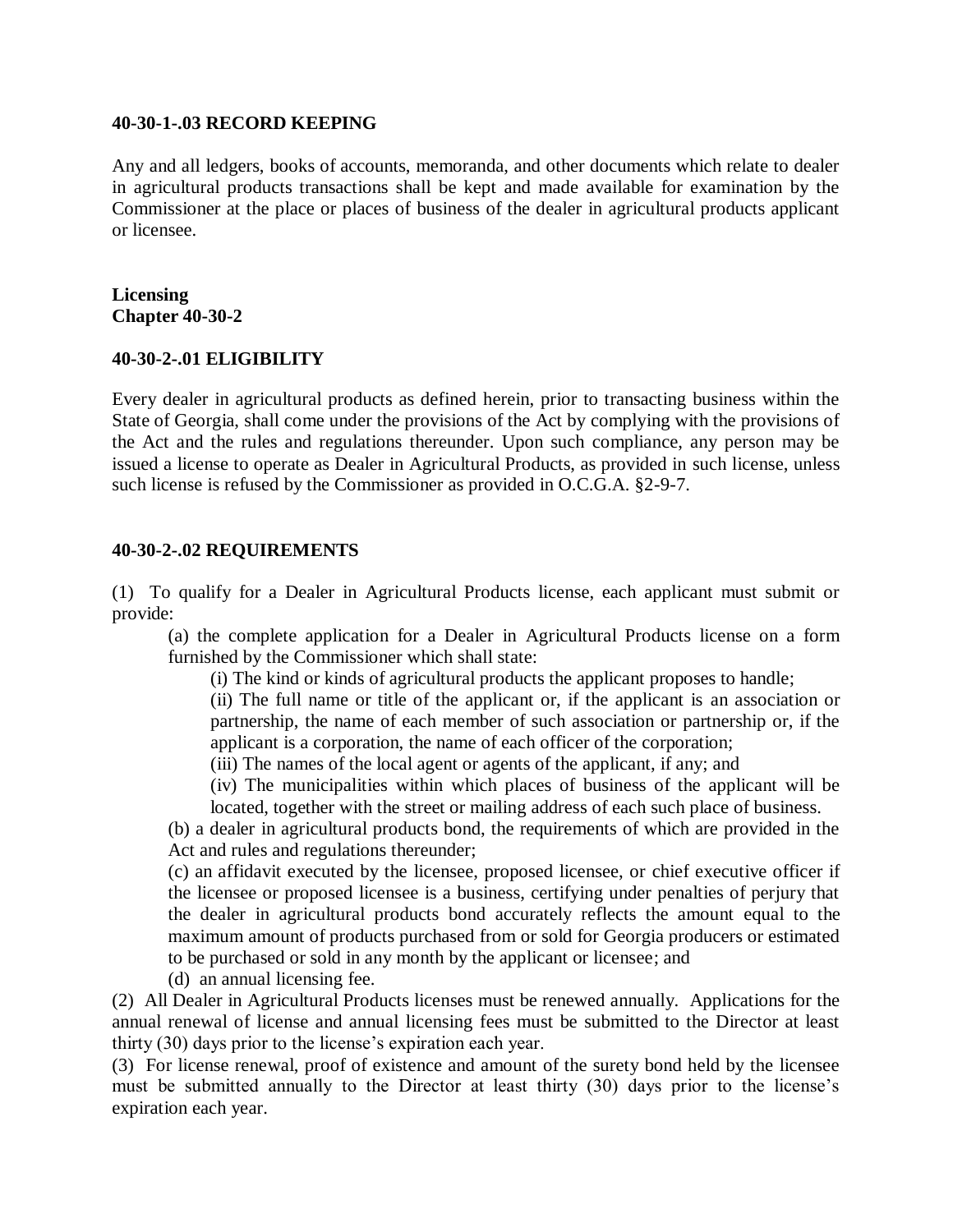**40-30-1-.03 RECORD KEEPING**

Any and all ledgers, books of accounts, memoranda, and other documents which relate to dealer in agricultural products transactions shall be kept and made available for examination by the Commissioner at the place or places of business of the dealer in agricultural products applicant or licensee.

**Licensing**
**Chapter 40-30-2**

**40-30-2-.01 ELIGIBILITY**

Every dealer in agricultural products as defined herein, prior to transacting business within the State of Georgia, shall come under the provisions of the Act by complying with the provisions of the Act and the rules and regulations thereunder. Upon such compliance, any person may be issued a license to operate as Dealer in Agricultural Products, as provided in such license, unless such license is refused by the Commissioner as provided in O.C.G.A. §2-9-7.

**40-30-2-.02 REQUIREMENTS**

(1) To qualify for a Dealer in Agricultural Products license, each applicant must submit or provide:

(a) the complete application for a Dealer in Agricultural Products license on a form furnished by the Commissioner which shall state:

(i) The kind or kinds of agricultural products the applicant proposes to handle;

(ii) The full name or title of the applicant or, if the applicant is an association or partnership, the name of each member of such association or partnership or, if the applicant is a corporation, the name of each officer of the corporation;

(iii) The names of the local agent or agents of the applicant, if any; and

(iv) The municipalities within which places of business of the applicant will be located, together with the street or mailing address of each such place of business.

(b) a dealer in agricultural products bond, the requirements of which are provided in the Act and rules and regulations thereunder;

(c) an affidavit executed by the licensee, proposed licensee, or chief executive officer if the licensee or proposed licensee is a business, certifying under penalties of perjury that the dealer in agricultural products bond accurately reflects the amount equal to the maximum amount of products purchased from or sold for Georgia producers or estimated to be purchased or sold in any month by the applicant or licensee; and

(d) an annual licensing fee.

(2) All Dealer in Agricultural Products licenses must be renewed annually. Applications for the annual renewal of license and annual licensing fees must be submitted to the Director at least thirty (30) days prior to the license's expiration each year.

(3) For license renewal, proof of existence and amount of the surety bond held by the licensee must be submitted annually to the Director at least thirty (30) days prior to the license's expiration each year.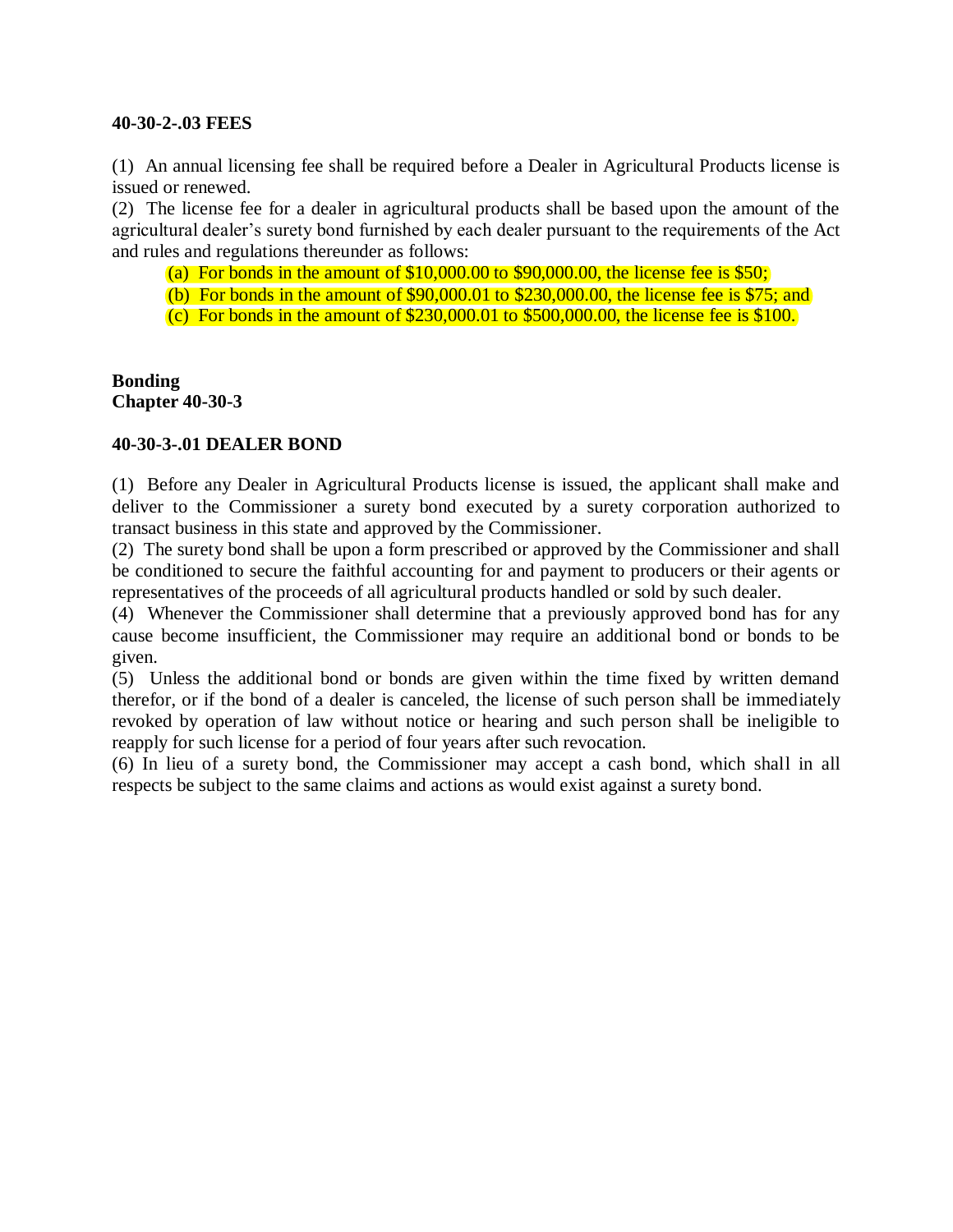**40-30-2-.03 FEES**

(1) An annual licensing fee shall be required before a Dealer in Agricultural Products license is issued or renewed.

(2) The license fee for a dealer in agricultural products shall be based upon the amount of the agricultural dealer's surety bond furnished by each dealer pursuant to the requirements of the Act and rules and regulations thereunder as follows:

(a) For bonds in the amount of $10,000.00 to $90,000.00, the license fee is $50;

(b) For bonds in the amount of $90,000.01 to $230,000.00, the license fee is $75; and

(c) For bonds in the amount of $230,000.01 to $500,000.00, the license fee is $100.

**Bonding**
**Chapter 40-30-3**

**40-30-3-.01 DEALER BOND**

(1) Before any Dealer in Agricultural Products license is issued, the applicant shall make and deliver to the Commissioner a surety bond executed by a surety corporation authorized to transact business in this state and approved by the Commissioner.

(2) The surety bond shall be upon a form prescribed or approved by the Commissioner and shall be conditioned to secure the faithful accounting for and payment to producers or their agents or representatives of the proceeds of all agricultural products handled or sold by such dealer.

(4) Whenever the Commissioner shall determine that a previously approved bond has for any cause become insufficient, the Commissioner may require an additional bond or bonds to be given.

(5) Unless the additional bond or bonds are given within the time fixed by written demand therefor, or if the bond of a dealer is canceled, the license of such person shall be immediately revoked by operation of law without notice or hearing and such person shall be ineligible to reapply for such license for a period of four years after such revocation.

(6) In lieu of a surety bond, the Commissioner may accept a cash bond, which shall in all respects be subject to the same claims and actions as would exist against a surety bond.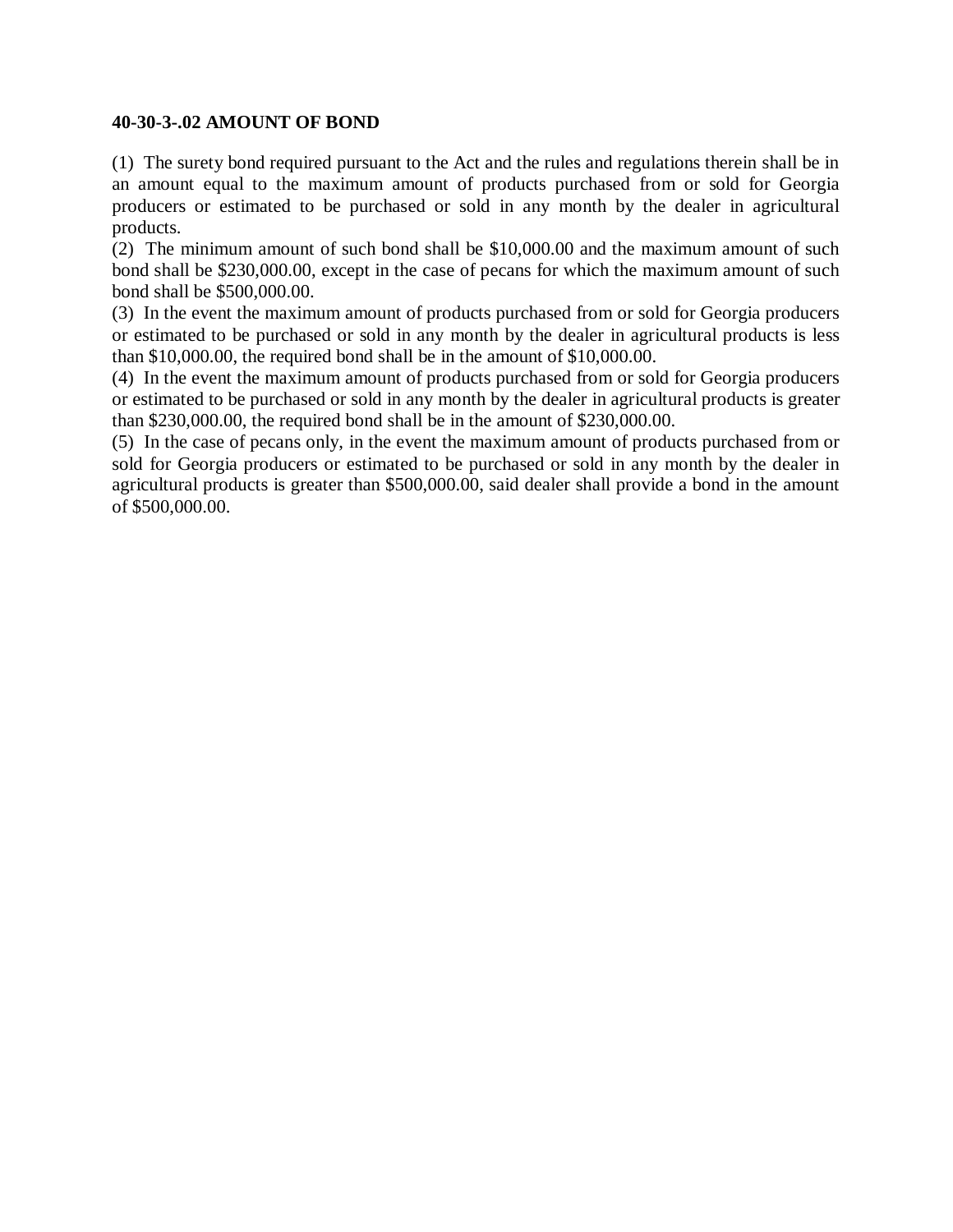**40-30-3-.02 AMOUNT OF BOND**

(1) The surety bond required pursuant to the Act and the rules and regulations therein shall be in an amount equal to the maximum amount of products purchased from or sold for Georgia producers or estimated to be purchased or sold in any month by the dealer in agricultural products.

(2) The minimum amount of such bond shall be $10,000.00 and the maximum amount of such bond shall be $230,000.00, except in the case of pecans for which the maximum amount of such bond shall be $500,000.00.

(3) In the event the maximum amount of products purchased from or sold for Georgia producers or estimated to be purchased or sold in any month by the dealer in agricultural products is less than $10,000.00, the required bond shall be in the amount of $10,000.00.

(4) In the event the maximum amount of products purchased from or sold for Georgia producers or estimated to be purchased or sold in any month by the dealer in agricultural products is greater than $230,000.00, the required bond shall be in the amount of $230,000.00.

(5) In the case of pecans only, in the event the maximum amount of products purchased from or sold for Georgia producers or estimated to be purchased or sold in any month by the dealer in agricultural products is greater than $500,000.00, said dealer shall provide a bond in the amount of $500,000.00.